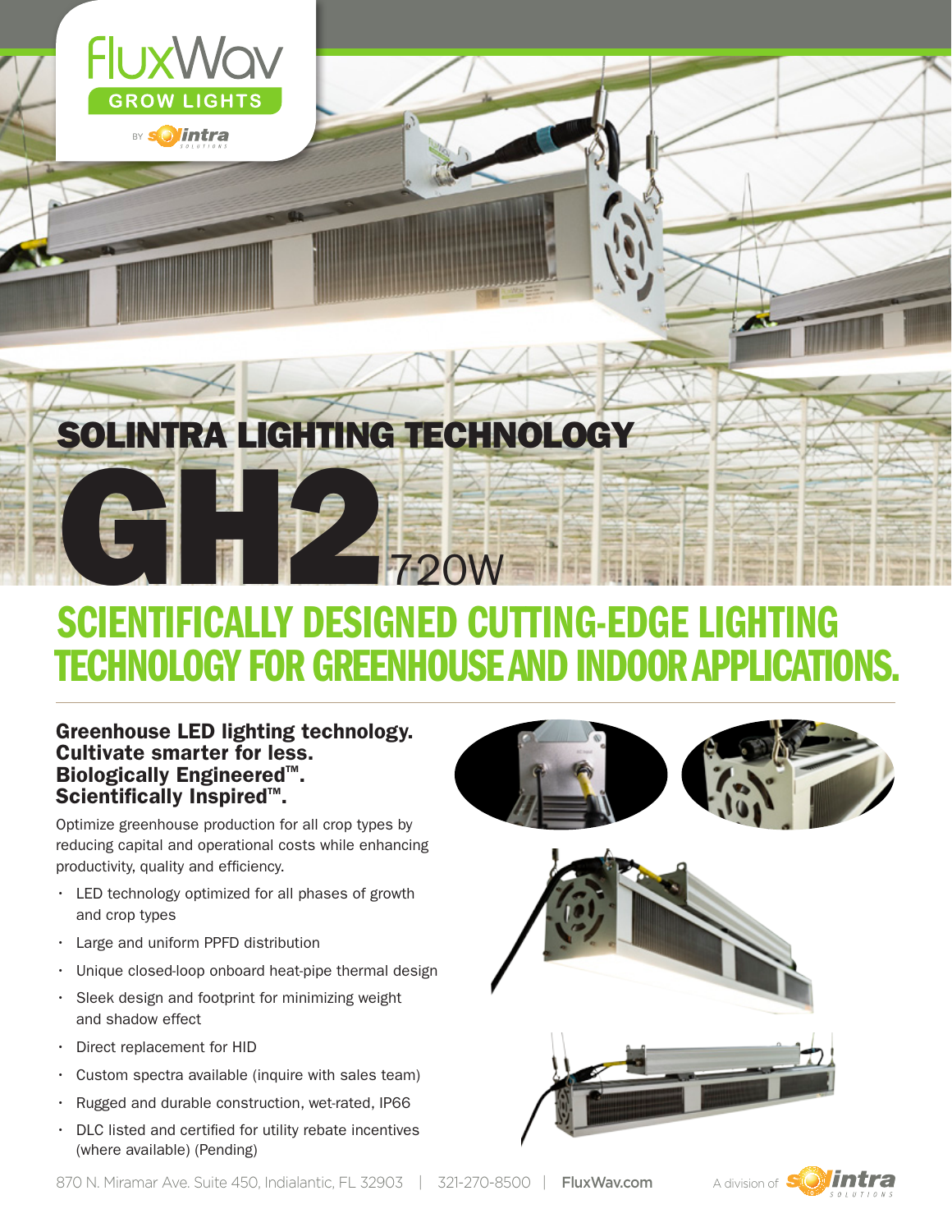FluxWav

GROW LIGHTS

BY Solintra

# SOLINTRA LIGHTING TECHNOLOGY

# GH2 720W

## SCIENTIFICALLY DESIGNED CUTTING-EDGE LIGHTING TECHNOLOGY FOR GREENHOUSE AND INDOOR APPLICATIONS.

### Greenhouse LED lighting technology. Cultivate smarter for less. Biologically Engineered™. Scientifically Inspired™.

Optimize greenhouse production for all crop types by reducing capital and operational costs while enhancing productivity, quality and efficiency.

- LED technology optimized for all phases of growth and crop types
- Large and uniform PPFD distribution
- Unique closed-loop onboard heat-pipe thermal design
- Sleek design and footprint for minimizing weight and shadow effect
- Direct replacement for HID
- Custom spectra available (inquire with sales team)
- Rugged and durable construction, wet-rated, IP66
- DLC listed and certified for utility rebate incentives (where available) (Pending)

870 N. Miramar Ave. Suite 450, Indialantic, FL 32903 | 321-270-8500 | FluxWav.com

A division of Solintra Solutions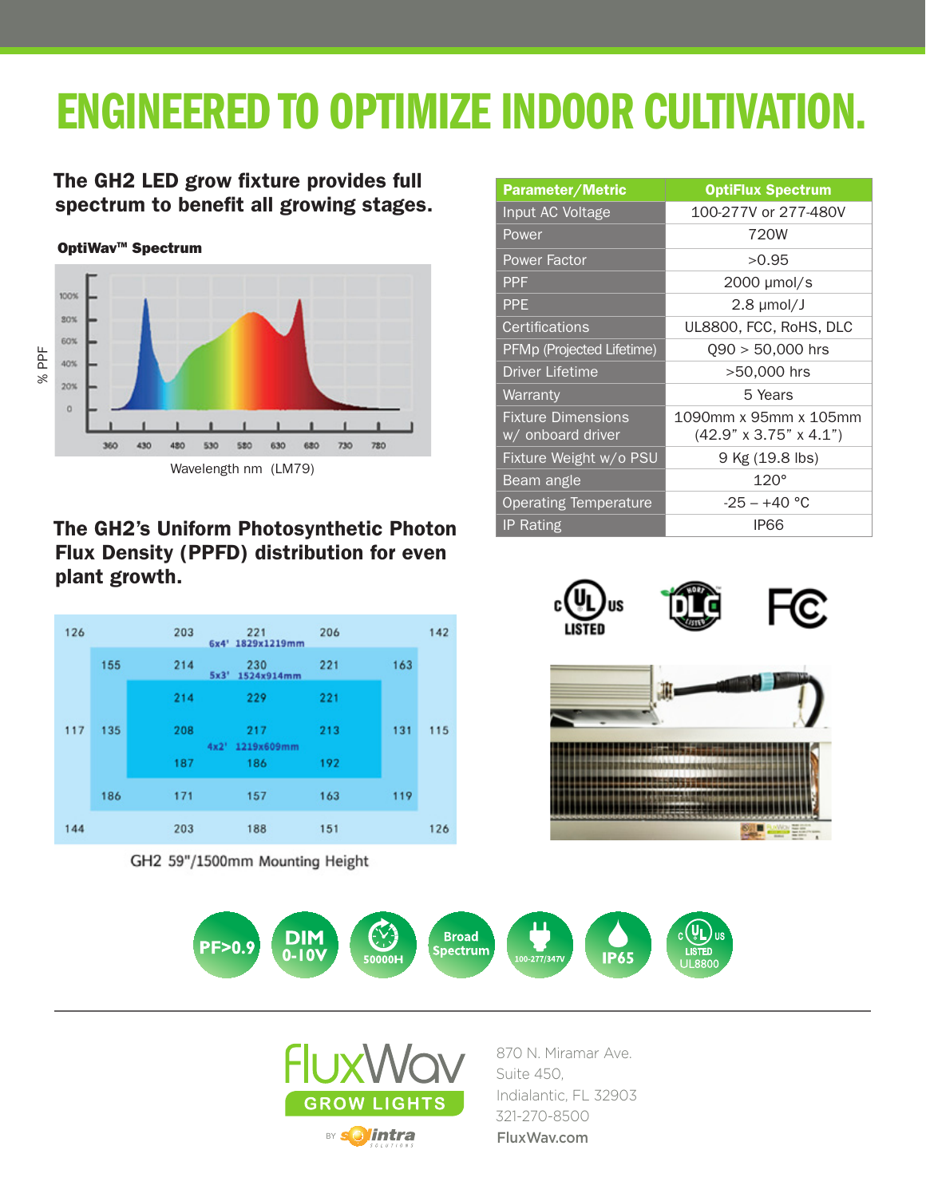# ENGINEERED TO OPTIMIZE INDOOR CULTIVATION.

## The GH2 LED grow fixture provides full spectrum to benefit all growing stages.

**OptiWav™ Spectrum**

% PPF

100%
80%
60%
40%
20%
0

360 430 480 530 580 630 680 730 780

Wavelength nm (LM79)

| Parameter/Metric | OptiFlux Spectrum |
|---|---|
| Input AC Voltage | 100-277V or 277-480V |
| Power | 720W |
| Power Factor | >0.95 |
| PPF | 2000 μmol/s |
| PPE | 2.8 μmol/J |
| Certifications | UL8800, FCC, RoHS, DLC |
| PFMp (Projected Lifetime) | Q90 > 50,000 hrs |
| Driver Lifetime | >50,000 hrs |
| Warranty | 5 Years |
| Fixture Dimensions w/ onboard driver | 1090mm x 95mm x 105mm (42.9" x 3.75" x 4.1") |
| Fixture Weight w/o PSU | 9 Kg (19.8 lbs) |
| Beam angle | 120° |
| Operating Temperature | -25 – +40 °C |
| IP Rating | IP66 |

## The GH2's Uniform Photosynthetic Photon Flux Density (PPFD) distribution for even plant growth.

126 203 221 206 142
6x4' 1829x1219mm
155 214 230 221 163
5x3' 1524x914mm
214 229 221
117 135 208 217 213 131 115
4x2' 1219x609mm
187 186 192
186 171 157 163 119
144 203 188 151 126

GH2 59"/1500mm Mounting Height

c UL us LISTED

DLC

FC

PF>0.9 · DIM 0-10V · 50000H · Broad Spectrum · 100-277/347V · IP65 · c UL us LISTED UL8800

FluxWav GROW LIGHTS BY Solintra SOLUTIONS

870 N. Miramar Ave.
Suite 450,
Indialantic, FL 32903
321-270-8500
FluxWav.com